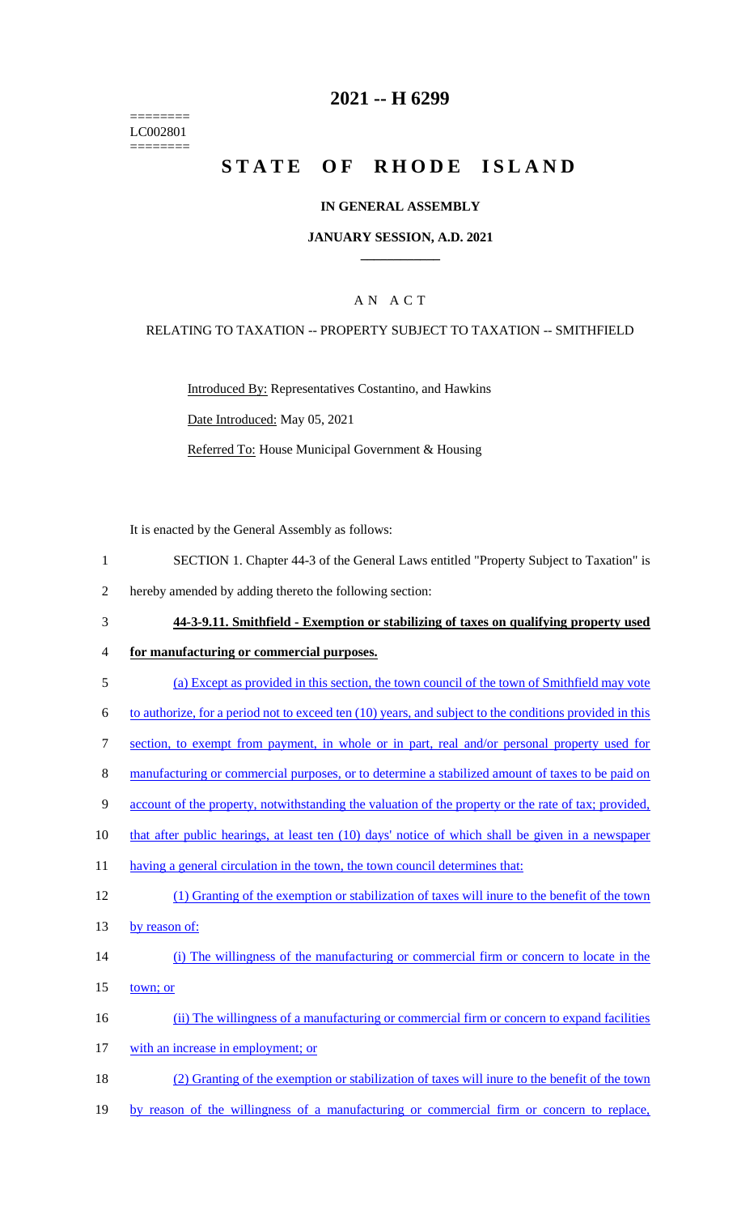========
LC002801
========

# 2021 -- H 6299

# STATE OF RHODE ISLAND

## IN GENERAL ASSEMBLY

### JANUARY SESSION, A.D. 2021

## A N A C T

RELATING TO TAXATION -- PROPERTY SUBJECT TO TAXATION -- SMITHFIELD

Introduced By: Representatives Costantino, and Hawkins

Date Introduced: May 05, 2021

Referred To: House Municipal Government & Housing

It is enacted by the General Assembly as follows:

1 SECTION 1. Chapter 44-3 of the General Laws entitled "Property Subject to Taxation" is
2 hereby amended by adding thereto the following section:

3 **44-3-9.11. Smithfield - Exemption or stabilizing of taxes on qualifying property used**
4 **for manufacturing or commercial purposes.**

5 (a) Except as provided in this section, the town council of the town of Smithfield may vote
6 to authorize, for a period not to exceed ten (10) years, and subject to the conditions provided in this
7 section, to exempt from payment, in whole or in part, real and/or personal property used for
8 manufacturing or commercial purposes, or to determine a stabilized amount of taxes to be paid on
9 account of the property, notwithstanding the valuation of the property or the rate of tax; provided,
10 that after public hearings, at least ten (10) days' notice of which shall be given in a newspaper
11 having a general circulation in the town, the town council determines that:

12 (1) Granting of the exemption or stabilization of taxes will inure to the benefit of the town
13 by reason of:

14 (i) The willingness of the manufacturing or commercial firm or concern to locate in the
15 town; or

16 (ii) The willingness of a manufacturing or commercial firm or concern to expand facilities
17 with an increase in employment; or

18 (2) Granting of the exemption or stabilization of taxes will inure to the benefit of the town
19 by reason of the willingness of a manufacturing or commercial firm or concern to replace,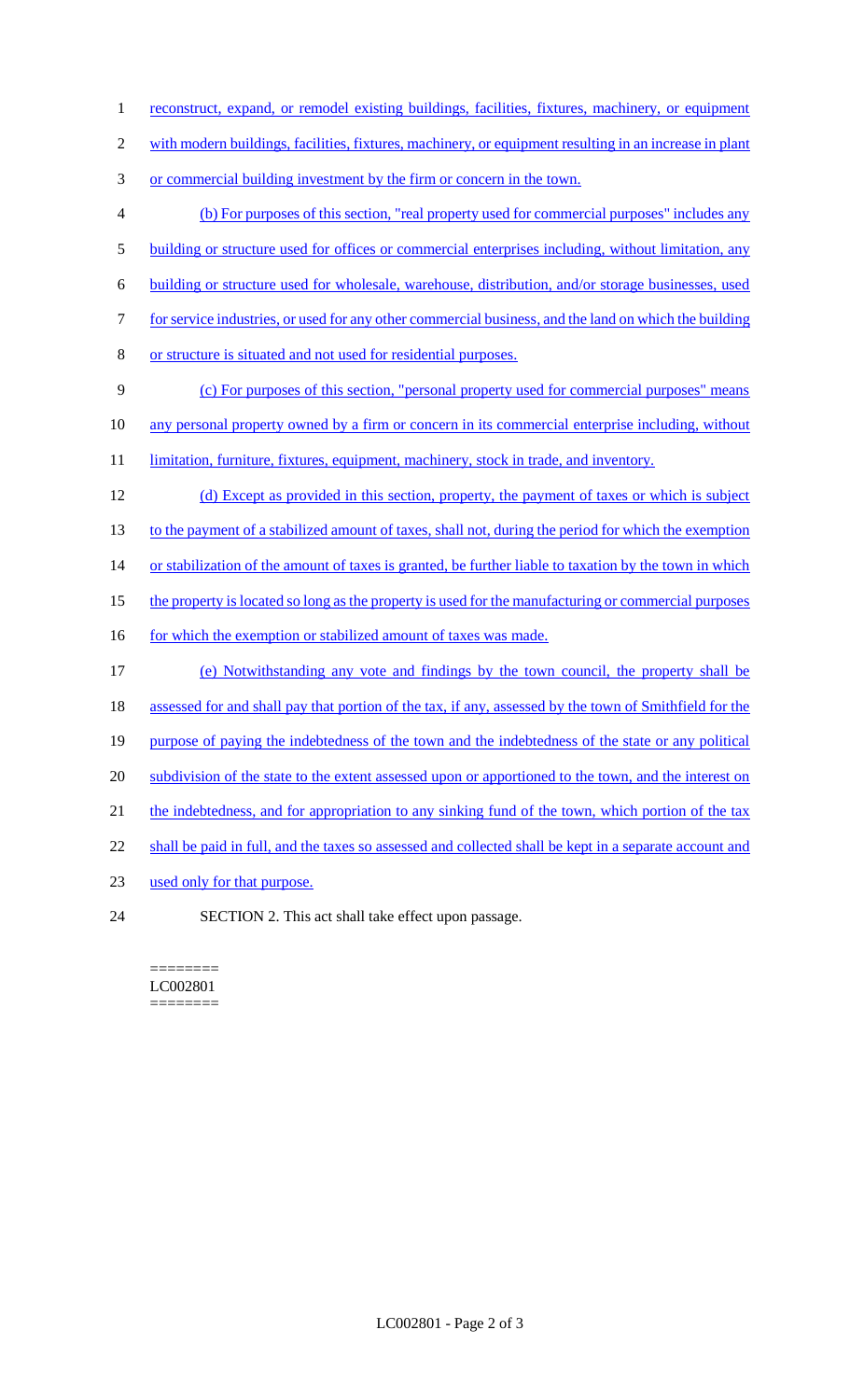reconstruct, expand, or remodel existing buildings, facilities, fixtures, machinery, or equipment with modern buildings, facilities, fixtures, machinery, or equipment resulting in an increase in plant or commercial building investment by the firm or concern in the town.

(b) For purposes of this section, "real property used for commercial purposes" includes any building or structure used for offices or commercial enterprises including, without limitation, any building or structure used for wholesale, warehouse, distribution, and/or storage businesses, used for service industries, or used for any other commercial business, and the land on which the building or structure is situated and not used for residential purposes.

(c) For purposes of this section, "personal property used for commercial purposes" means any personal property owned by a firm or concern in its commercial enterprise including, without limitation, furniture, fixtures, equipment, machinery, stock in trade, and inventory.

(d) Except as provided in this section, property, the payment of taxes or which is subject to the payment of a stabilized amount of taxes, shall not, during the period for which the exemption or stabilization of the amount of taxes is granted, be further liable to taxation by the town in which the property is located so long as the property is used for the manufacturing or commercial purposes for which the exemption or stabilized amount of taxes was made.

(e) Notwithstanding any vote and findings by the town council, the property shall be assessed for and shall pay that portion of the tax, if any, assessed by the town of Smithfield for the purpose of paying the indebtedness of the town and the indebtedness of the state or any political subdivision of the state to the extent assessed upon or apportioned to the town, and the interest on the indebtedness, and for appropriation to any sinking fund of the town, which portion of the tax shall be paid in full, and the taxes so assessed and collected shall be kept in a separate account and used only for that purpose.

SECTION 2. This act shall take effect upon passage.

========
LC002801
========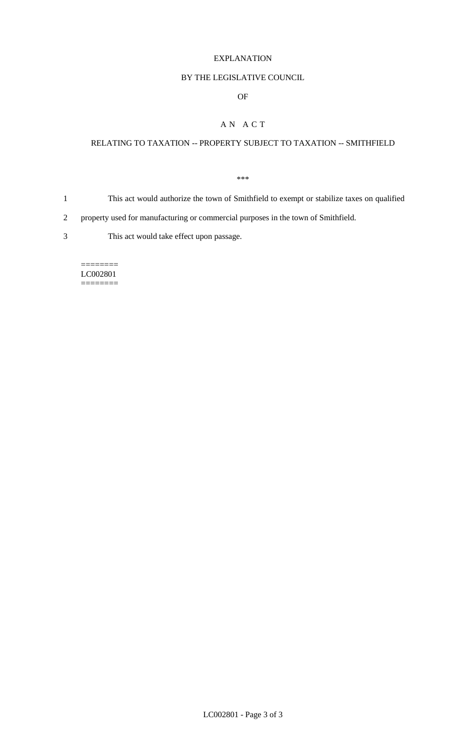EXPLANATION

BY THE LEGISLATIVE COUNCIL

OF

A N A C T

RELATING TO TAXATION -- PROPERTY SUBJECT TO TAXATION -- SMITHFIELD

\*\*\*

1 This act would authorize the town of Smithfield to exempt or stabilize taxes on qualified

2 property used for manufacturing or commercial purposes in the town of Smithfield.

3 This act would take effect upon passage.

========
LC002801
========